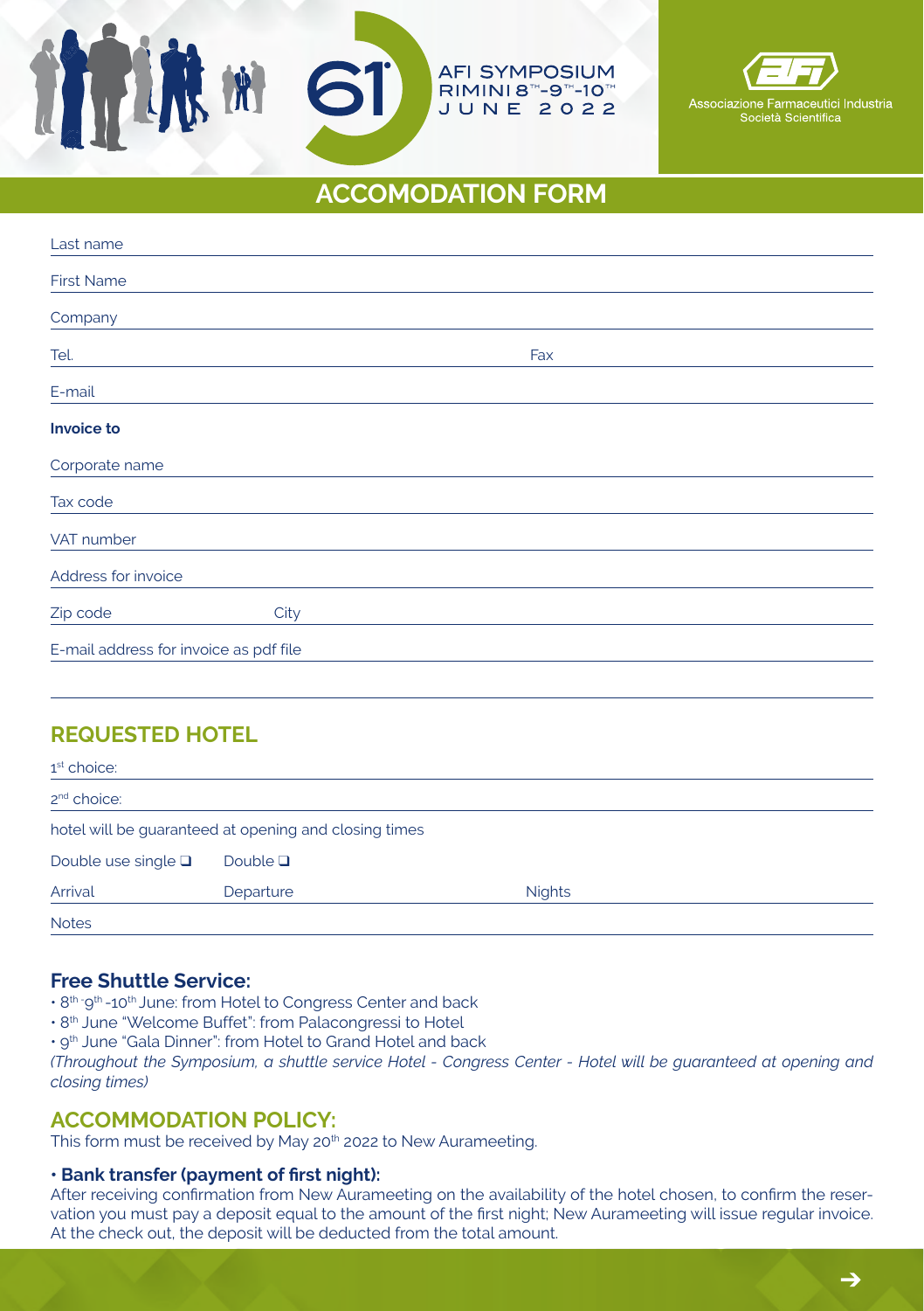61 AFI SYMPOSIUM RIMINI 8TH-9TH-10TH JUNE 2022

Associazione Farmaceutici Industria
Società Scientifica

# ACCOMODATION FORM

Last name

First Name

Company

Tel. Fax

E-mail

**Invoice to**

Corporate name

Tax code

VAT number

Address for invoice

Zip code City

E-mail address for invoice as pdf file

## REQUESTED HOTEL

1st choice:

2nd choice:

hotel will be guaranteed at opening and closing times

Double use single ❑ Double ❑

Arrival Departure Nights

Notes

### Free Shuttle Service:

- 8th-9th-10th June: from Hotel to Congress Center and back
- 8th June "Welcome Buffet": from Palacongressi to Hotel
- 9th June "Gala Dinner": from Hotel to Grand Hotel and back

*(Throughout the Symposium, a shuttle service Hotel - Congress Center - Hotel will be guaranteed at opening and closing times)*

## ACCOMMODATION POLICY:

This form must be received by May 20th 2022 to New Aurameeting.

### • Bank transfer (payment of first night):

After receiving confirmation from New Aurameeting on the availability of the hotel chosen, to confirm the reservation you must pay a deposit equal to the amount of the first night; New Aurameeting will issue regular invoice. At the check out, the deposit will be deducted from the total amount.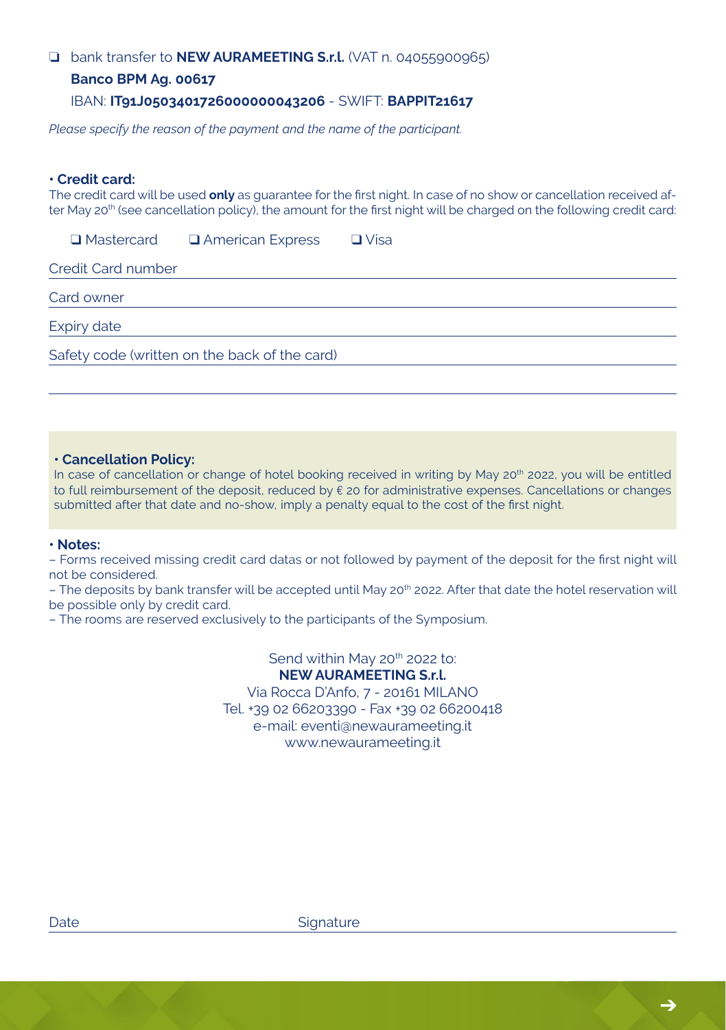❑ bank transfer to **NEW AURAMEETING S.r.l.** (VAT n. 04055900965)

**Banco BPM Ag. 00617**

IBAN: **IT91J0503401726000000043206** - SWIFT: **BAPPIT21617**

*Please specify the reason of the payment and the name of the participant.*

**• Credit card:**

The credit card will be used **only** as guarantee for the first night. In case of no show or cancellation received after May 20th (see cancellation policy), the amount for the first night will be charged on the following credit card:

❑ Mastercard ❑ American Express ❑ Visa

Credit Card number \_\_\_\_\_\_\_\_\_\_\_\_\_\_\_\_\_\_\_\_\_\_\_\_\_\_\_\_\_\_

Card owner \_\_\_\_\_\_\_\_\_\_\_\_\_\_\_\_\_\_\_\_\_\_\_\_\_\_\_\_\_\_

Expiry date \_\_\_\_\_\_\_\_\_\_\_\_\_\_\_\_\_\_\_\_\_\_\_\_\_\_\_\_\_\_

Safety code (written on the back of the card) \_\_\_\_\_\_\_\_\_\_\_\_\_\_\_\_\_\_\_\_\_\_\_\_\_\_\_\_\_\_

**• Cancellation Policy:**

In case of cancellation or change of hotel booking received in writing by May 20th 2022, you will be entitled to full reimbursement of the deposit, reduced by € 20 for administrative expenses. Cancellations or changes submitted after that date and no-show, imply a penalty equal to the cost of the first night.

**• Notes:**

– Forms received missing credit card datas or not followed by payment of the deposit for the first night will not be considered.

– The deposits by bank transfer will be accepted until May 20th 2022. After that date the hotel reservation will be possible only by credit card.

– The rooms are reserved exclusively to the participants of the Symposium.

Send within May 20th 2022 to:
**NEW AURAMEETING S.r.l.**
Via Rocca D'Anfo, 7 - 20161 MILANO
Tel. +39 02 66203390 - Fax +39 02 66200418
e-mail: eventi@newaurameeting.it
www.newaurameeting.it

Date \_\_\_\_\_\_\_\_\_\_\_\_\_\_\_ Signature \_\_\_\_\_\_\_\_\_\_\_\_\_\_\_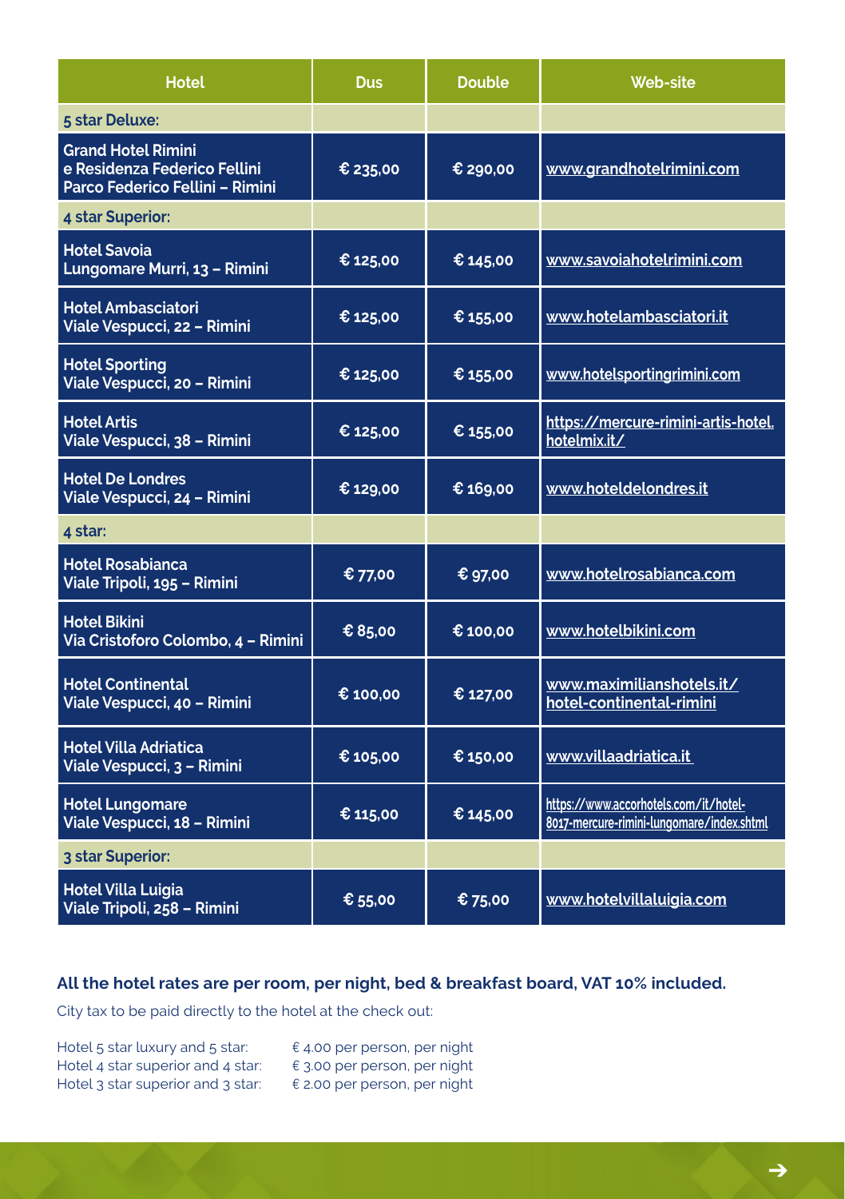| Hotel | Dus | Double | Web-site |
| --- | --- | --- | --- |
| **5 star Deluxe:** | | | |
| Grand Hotel Rimini e Residenza Federico Fellini Parco Federico Fellini – Rimini | € 235,00 | € 290,00 | www.grandhotelrimini.com |
| **4 star Superior:** | | | |
| Hotel Savoia Lungomare Murri, 13 – Rimini | € 125,00 | € 145,00 | www.savoiahotelrimini.com |
| Hotel Ambasciatori Viale Vespucci, 22 – Rimini | € 125,00 | € 155,00 | www.hotelambasciatori.it |
| Hotel Sporting Viale Vespucci, 20 – Rimini | € 125,00 | € 155,00 | www.hotelsportingrimini.com |
| Hotel Artis Viale Vespucci, 38 – Rimini | € 125,00 | € 155,00 | https://mercure-rimini-artis-hotel.hotelmix.it/ |
| Hotel De Londres Viale Vespucci, 24 – Rimini | € 129,00 | € 169,00 | www.hoteldelondres.it |
| **4 star:** | | | |
| Hotel Rosabianca Viale Tripoli, 195 – Rimini | € 77,00 | € 97,00 | www.hotelrosabianca.com |
| Hotel Bikini Via Cristoforo Colombo, 4 – Rimini | € 85,00 | € 100,00 | www.hotelbikini.com |
| Hotel Continental Viale Vespucci, 40 – Rimini | € 100,00 | € 127,00 | www.maximilianshotels.it/hotel-continental-rimini |
| Hotel Villa Adriatica Viale Vespucci, 3 – Rimini | € 105,00 | € 150,00 | www.villaadriatica.it |
| Hotel Lungomare Viale Vespucci, 18 – Rimini | € 115,00 | € 145,00 | https://www.accorhotels.com/it/hotel-8017-mercure-rimini-lungomare/index.shtml |
| **3 star Superior:** | | | |
| Hotel Villa Luigia Viale Tripoli, 258 – Rimini | € 55,00 | € 75,00 | www.hotelvillaluigia.com |

**All the hotel rates are per room, per night, bed & breakfast board, VAT 10% included.**

City tax to be paid directly to the hotel at the check out:

Hotel 5 star luxury and 5 star: € 4.00 per person, per night
Hotel 4 star superior and 4 star: € 3.00 per person, per night
Hotel 3 star superior and 3 star: € 2.00 per person, per night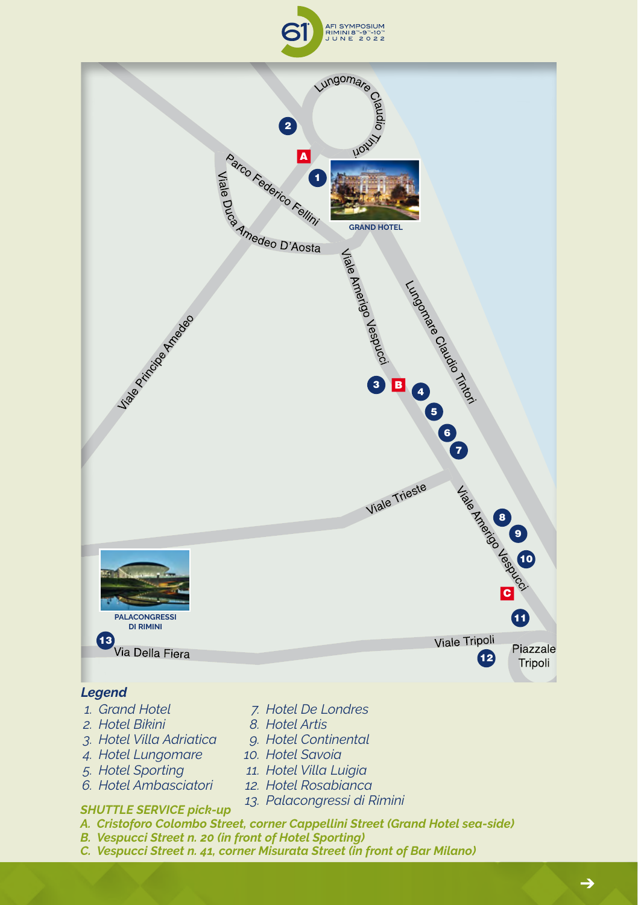61 AFI SYMPOSIUM RIMINI 8th-9th-10th JUNE 2022

Lungomare Claudio Tintori

Parco Federico Fellini

Viale Duca Amedeo D'Aosta

GRAND HOTEL

Viale Amerigo Vespucci

Lungomare Claudio Tintori

Viale Principe Amedeo

Viale Trieste

Viale Amerigo Vespucci

PALACONGRESSI DI RIMINI

Via Della Fiera

Viale Tripoli

Piazzale Tripoli

## *Legend*

1. *Grand Hotel*
2. *Hotel Bikini*
3. *Hotel Villa Adriatica*
4. *Hotel Lungomare*
5. *Hotel Sporting*
6. *Hotel Ambasciatori*
7. *Hotel De Londres*
8. *Hotel Artis*
9. *Hotel Continental*
10. *Hotel Savoia*
11. *Hotel Villa Luigia*
12. *Hotel Rosabianca*
13. *Palacongressi di Rimini*

***SHUTTLE SERVICE pick-up***

***A. Cristoforo Colombo Street, corner Cappellini Street (Grand Hotel sea-side)***
***B. Vespucci Street n. 20 (in front of Hotel Sporting)***
***C. Vespucci Street n. 41, corner Misurata Street (in front of Bar Milano)***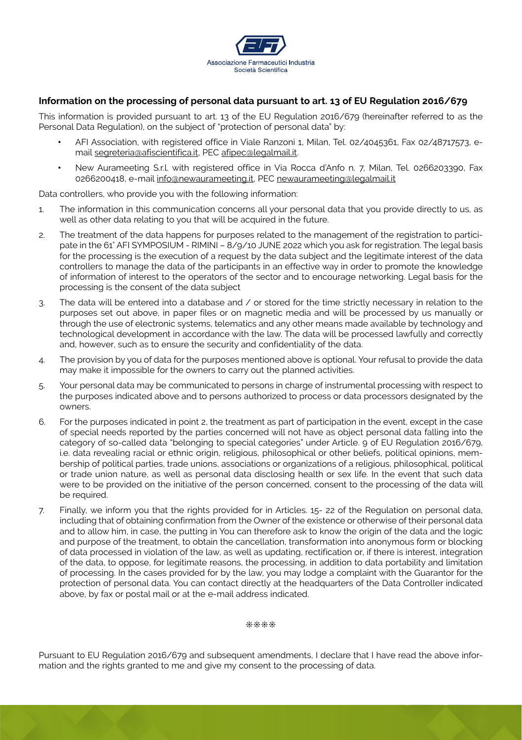Associazione Farmaceutici Industria
Società Scientifica

## Information on the processing of personal data pursuant to art. 13 of EU Regulation 2016/679

This information is provided pursuant to art. 13 of the EU Regulation 2016/679 (hereinafter referred to as the Personal Data Regulation), on the subject of "protection of personal data" by:

- AFI Association, with registered office in Viale Ranzoni 1, Milan, Tel. 02/4045361, Fax 02/48717573, e-mail segreteria@afiscientifica.it, PEC afipec@legalmail.it.
- New Aurameeting S.r.l. with registered office in Via Rocca d'Anfo n. 7, Milan, Tel. 0266203390, Fax 0266200418, e-mail info@newaurameeting.it, PEC newaurameeting@legalmail.it

Data controllers, who provide you with the following information:

1. The information in this communication concerns all your personal data that you provide directly to us, as well as other data relating to you that will be acquired in the future.
2. The treatment of the data happens for purposes related to the management of the registration to participate in the 61° AFI SYMPOSIUM - RIMINI – 8/9/10 JUNE 2022 which you ask for registration. The legal basis for the processing is the execution of a request by the data subject and the legitimate interest of the data controllers to manage the data of the participants in an effective way in order to promote the knowledge of information of interest to the operators of the sector and to encourage networking. Legal basis for the processing is the consent of the data subject
3. The data will be entered into a database and / or stored for the time strictly necessary in relation to the purposes set out above, in paper files or on magnetic media and will be processed by us manually or through the use of electronic systems, telematics and any other means made available by technology and technological development in accordance with the law. The data will be processed lawfully and correctly and, however, such as to ensure the security and confidentiality of the data.
4. The provision by you of data for the purposes mentioned above is optional. Your refusal to provide the data may make it impossible for the owners to carry out the planned activities.
5. Your personal data may be communicated to persons in charge of instrumental processing with respect to the purposes indicated above and to persons authorized to process or data processors designated by the owners.
6. For the purposes indicated in point 2, the treatment as part of participation in the event, except in the case of special needs reported by the parties concerned will not have as object personal data falling into the category of so-called data "belonging to special categories" under Article. 9 of EU Regulation 2016/679, i.e. data revealing racial or ethnic origin, religious, philosophical or other beliefs, political opinions, membership of political parties, trade unions, associations or organizations of a religious, philosophical, political or trade union nature, as well as personal data disclosing health or sex life. In the event that such data were to be provided on the initiative of the person concerned, consent to the processing of the data will be required.
7. Finally, we inform you that the rights provided for in Articles. 15- 22 of the Regulation on personal data, including that of obtaining confirmation from the Owner of the existence or otherwise of their personal data and to allow him, in case, the putting in You can therefore ask to know the origin of the data and the logic and purpose of the treatment, to obtain the cancellation, transformation into anonymous form or blocking of data processed in violation of the law, as well as updating, rectification or, if there is interest, integration of the data, to oppose, for legitimate reasons, the processing, in addition to data portability and limitation of processing. In the cases provided for by the law, you may lodge a complaint with the Guarantor for the protection of personal data. You can contact directly at the headquarters of the Data Controller indicated above, by fax or postal mail or at the e-mail address indicated.

\*\*\*\*

Pursuant to EU Regulation 2016/679 and subsequent amendments, I declare that I have read the above information and the rights granted to me and give my consent to the processing of data.